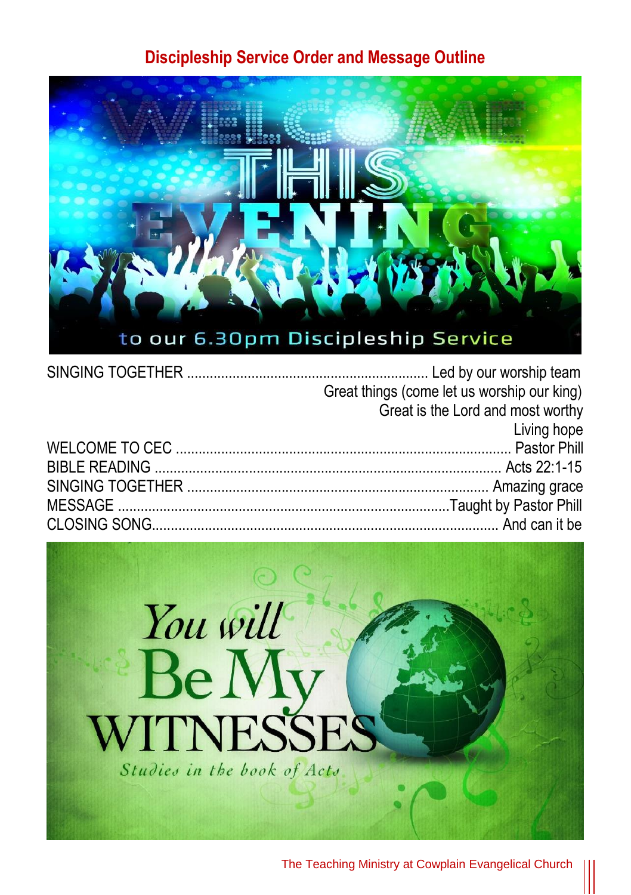# Discipleship Service Order and Message Outline

WELCOME THIS EVENING to our 6.30pm Discipleship Service

SINGING TOGETHER ................................................................ Led by our worship team
Great things (come let us worship our king)
Great is the Lord and most worthy
Living hope

WELCOME TO CEC ........................................................................................ Pastor Phill

BIBLE READING ........................................................................................... Acts 22:1-15

SINGING TOGETHER ............................................................................... Amazing grace

MESSAGE .......................................................................................Taught by Pastor Phill

CLOSING SONG........................................................................................... And can it be

You will Be My WITNESSES

*Studies in the book of Acts*

The Teaching Ministry at Cowplain Evangelical Church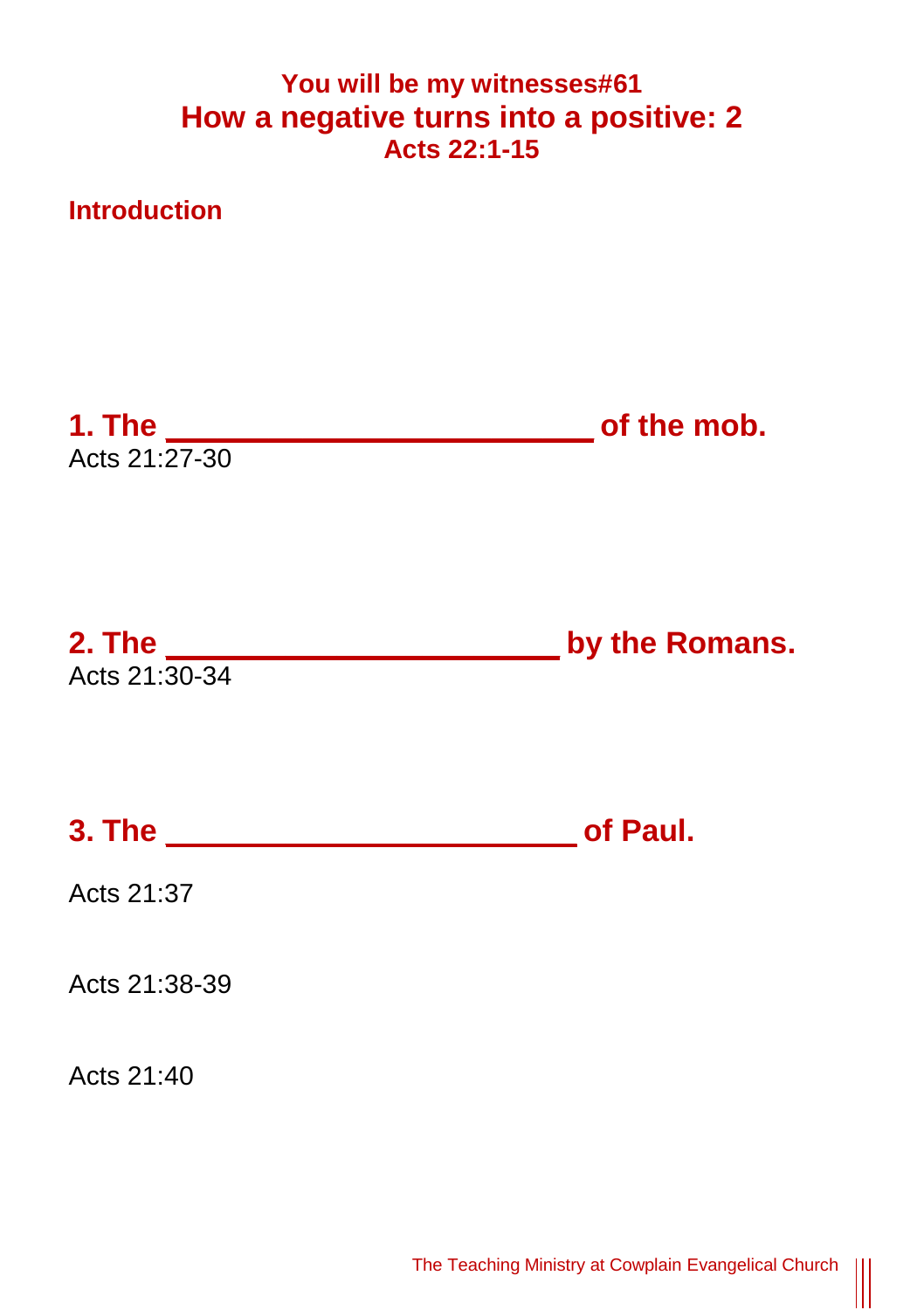### You will be my witnesses#61

# How a negative turns into a positive: 2

### Acts 22:1-15

## Introduction

## 1. The ________________________ of the mob.

Acts 21:27-30

## 2. The ______________________ by the Romans.

Acts 21:30-34

## 3. The ________________________ of Paul.

Acts 21:37

Acts 21:38-39

Acts 21:40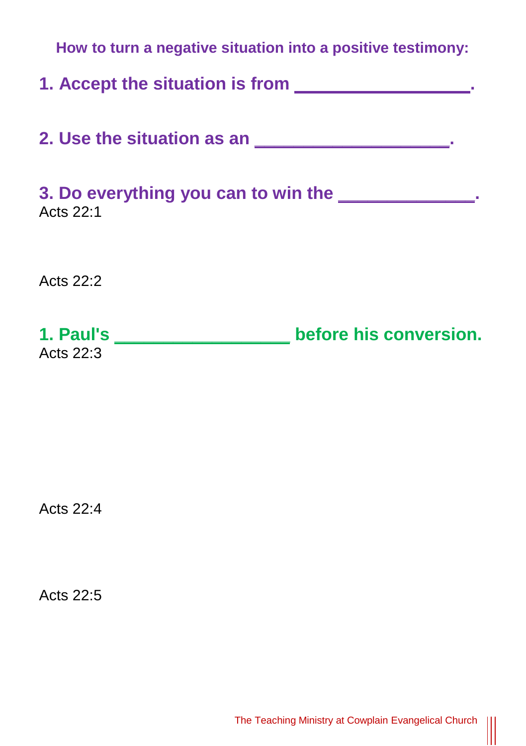**How to turn a negative situation into a positive testimony:**

**1. Accept the situation is from \_\_\_\_\_\_\_\_\_\_\_\_\_\_\_\_\_\_.**

**2. Use the situation as an \_\_\_\_\_\_\_\_\_\_\_\_\_\_\_\_\_\_\_\_.**

**3. Do everything you can to win the \_\_\_\_\_\_\_\_\_\_\_\_\_\_.**

Acts 22:1

Acts 22:2

**1. Paul's \_\_\_\_\_\_\_\_\_\_\_\_\_\_\_\_\_\_\_ before his conversion.**

Acts 22:3

Acts 22:4

Acts 22:5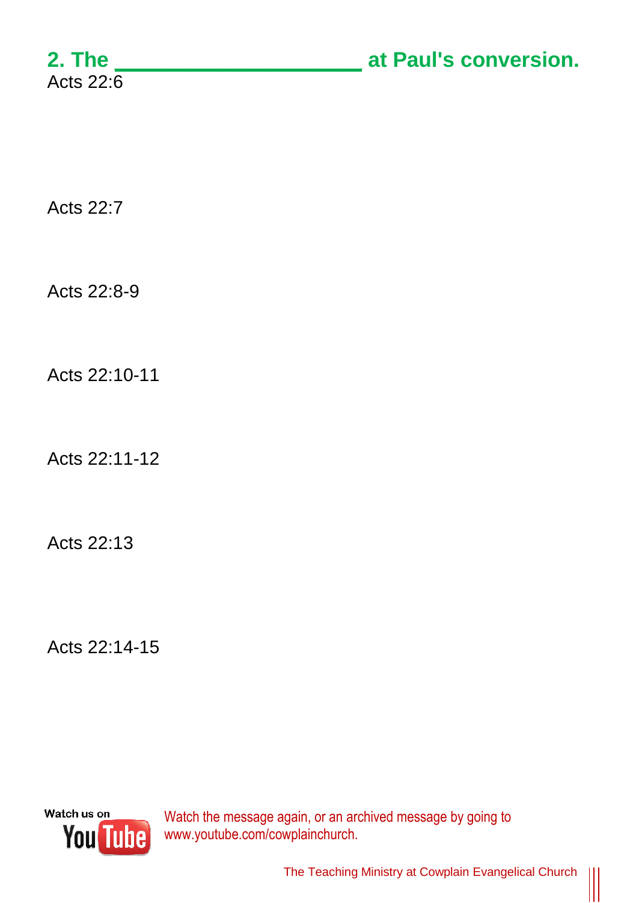## 2. The ____________________ at Paul's conversion.

Acts 22:6

Acts 22:7

Acts 22:8-9

Acts 22:10-11

Acts 22:11-12

Acts 22:13

Acts 22:14-15

Watch us on YouTube

Watch the message again, or an archived message by going to www.youtube.com/cowplainchurch.

The Teaching Ministry at Cowplain Evangelical Church